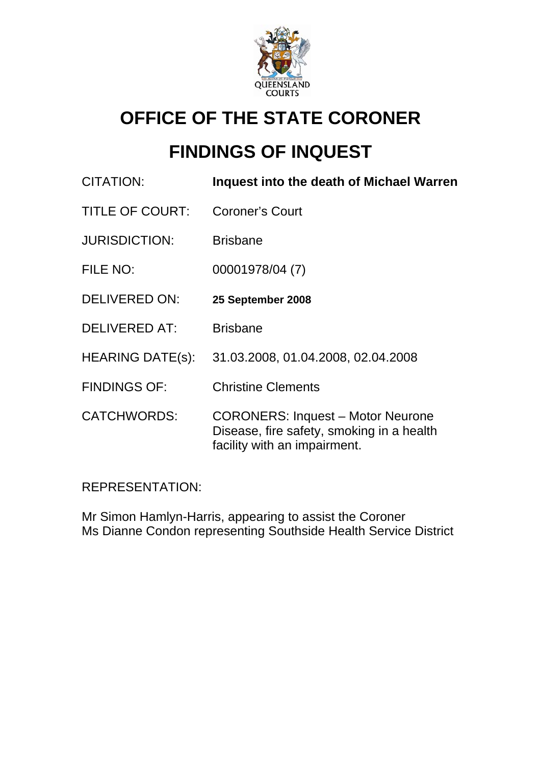# OFFICE OF THE STATE CORONER

# FINDINGS OF INQUEST

| | |
|---|---|
| CITATION: | **Inquest into the death of Michael Warren** |
| TITLE OF COURT: | Coroner's Court |
| JURISDICTION: | Brisbane |
| FILE NO: | 00001978/04 (7) |
| DELIVERED ON: | **25 September 2008** |
| DELIVERED AT: | Brisbane |
| HEARING DATE(s): | 31.03.2008, 01.04.2008, 02.04.2008 |
| FINDINGS OF: | Christine Clements |
| CATCHWORDS: | CORONERS: Inquest – Motor Neurone Disease, fire safety, smoking in a health facility with an impairment. |

REPRESENTATION:

Mr Simon Hamlyn-Harris, appearing to assist the Coroner
Ms Dianne Condon representing Southside Health Service District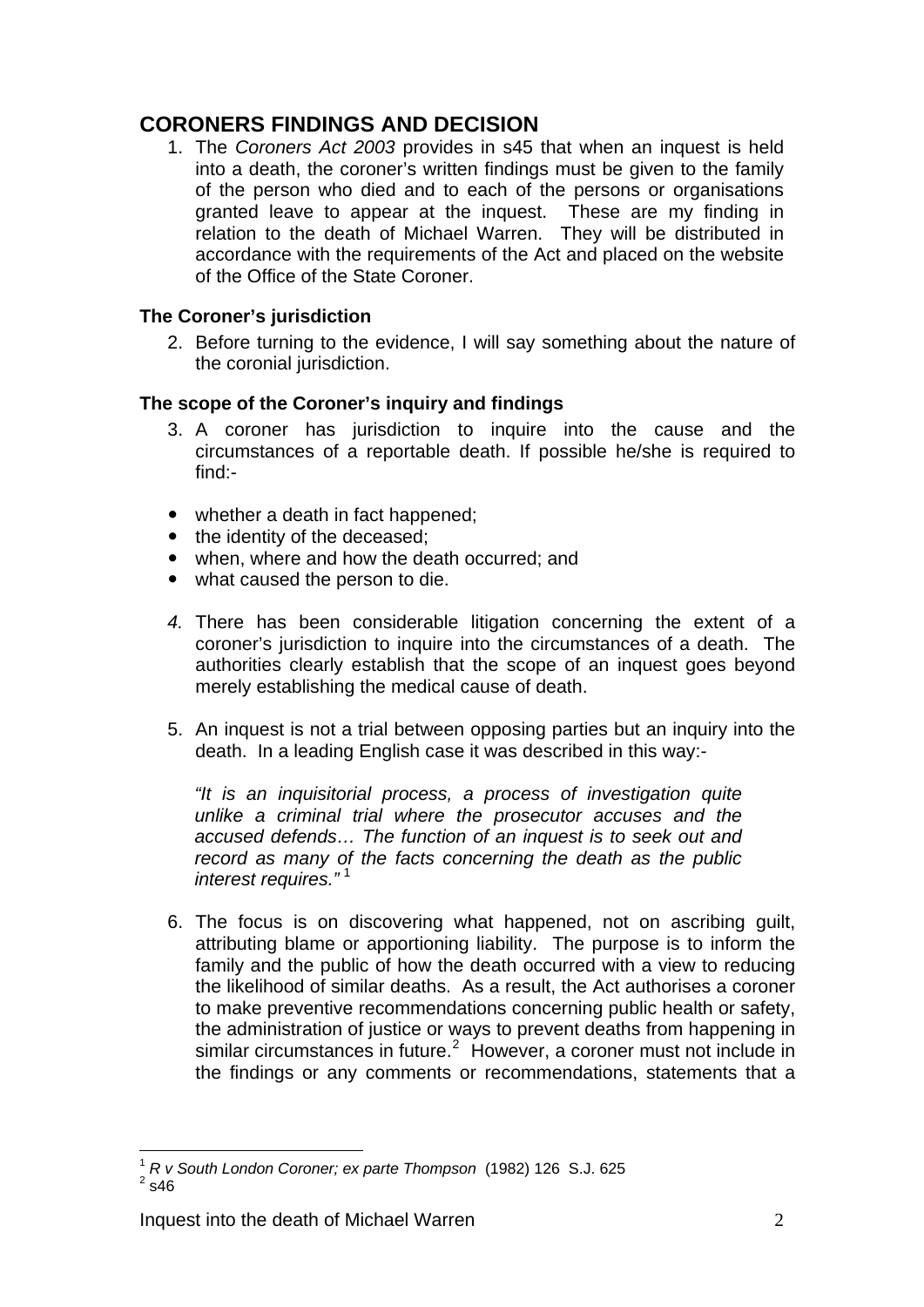## CORONERS FINDINGS AND DECISION

1. The *Coroners Act 2003* provides in s45 that when an inquest is held into a death, the coroner's written findings must be given to the family of the person who died and to each of the persons or organisations granted leave to appear at the inquest. These are my finding in relation to the death of Michael Warren. They will be distributed in accordance with the requirements of the Act and placed on the website of the Office of the State Coroner.

### The Coroner's jurisdiction

2. Before turning to the evidence, I will say something about the nature of the coronial jurisdiction.

### The scope of the Coroner's inquiry and findings

3. A coroner has jurisdiction to inquire into the cause and the circumstances of a reportable death. If possible he/she is required to find:-

- whether a death in fact happened;
- the identity of the deceased;
- when, where and how the death occurred; and
- what caused the person to die.

4. There has been considerable litigation concerning the extent of a coroner's jurisdiction to inquire into the circumstances of a death. The authorities clearly establish that the scope of an inquest goes beyond merely establishing the medical cause of death.

5. An inquest is not a trial between opposing parties but an inquiry into the death. In a leading English case it was described in this way:-

   *"It is an inquisitorial process, a process of investigation quite unlike a criminal trial where the prosecutor accuses and the accused defends… The function of an inquest is to seek out and record as many of the facts concerning the death as the public interest requires."* [1]

6. The focus is on discovering what happened, not on ascribing guilt, attributing blame or apportioning liability. The purpose is to inform the family and the public of how the death occurred with a view to reducing the likelihood of similar deaths. As a result, the Act authorises a coroner to make preventive recommendations concerning public health or safety, the administration of justice or ways to prevent deaths from happening in similar circumstances in future.[2] However, a coroner must not include in the findings or any comments or recommendations, statements that a

---

[1] *R v South London Coroner; ex parte Thompson* (1982) 126 S.J. 625
[2] s46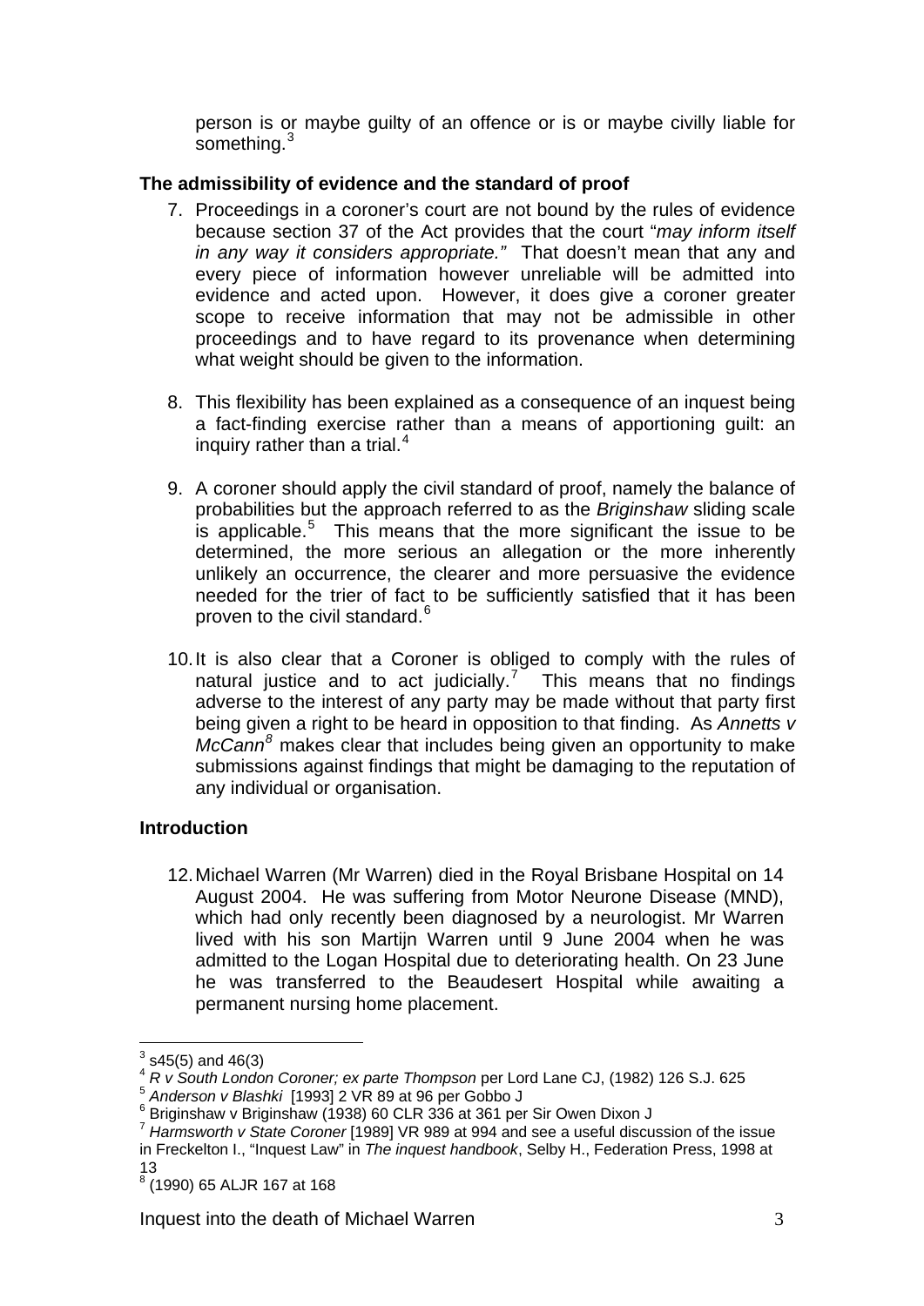person is or maybe guilty of an offence or is or maybe civilly liable for something.[3]

**The admissibility of evidence and the standard of proof**

7. Proceedings in a coroner's court are not bound by the rules of evidence because section 37 of the Act provides that the court "*may inform itself in any way it considers appropriate."* That doesn't mean that any and every piece of information however unreliable will be admitted into evidence and acted upon. However, it does give a coroner greater scope to receive information that may not be admissible in other proceedings and to have regard to its provenance when determining what weight should be given to the information.

8. This flexibility has been explained as a consequence of an inquest being a fact-finding exercise rather than a means of apportioning guilt: an inquiry rather than a trial.[4]

9. A coroner should apply the civil standard of proof, namely the balance of probabilities but the approach referred to as the *Briginshaw* sliding scale is applicable.[5] This means that the more significant the issue to be determined, the more serious an allegation or the more inherently unlikely an occurrence, the clearer and more persuasive the evidence needed for the trier of fact to be sufficiently satisfied that it has been proven to the civil standard.[6]

10. It is also clear that a Coroner is obliged to comply with the rules of natural justice and to act judicially.[7] This means that no findings adverse to the interest of any party may be made without that party first being given a right to be heard in opposition to that finding. As *Annetts v McCann*[8] makes clear that includes being given an opportunity to make submissions against findings that might be damaging to the reputation of any individual or organisation.

**Introduction**

12. Michael Warren (Mr Warren) died in the Royal Brisbane Hospital on 14 August 2004. He was suffering from Motor Neurone Disease (MND), which had only recently been diagnosed by a neurologist. Mr Warren lived with his son Martijn Warren until 9 June 2004 when he was admitted to the Logan Hospital due to deteriorating health. On 23 June he was transferred to the Beaudesert Hospital while awaiting a permanent nursing home placement.

---

[3] s45(5) and 46(3)

[4] *R v South London Coroner; ex parte Thompson* per Lord Lane CJ, (1982) 126 S.J. 625

[5] *Anderson v Blashki* [1993] 2 VR 89 at 96 per Gobbo J

[6] Briginshaw v Briginshaw (1938) 60 CLR 336 at 361 per Sir Owen Dixon J

[7] *Harmsworth v State Coroner* [1989] VR 989 at 994 and see a useful discussion of the issue in Freckelton I., "Inquest Law" in *The inquest handbook*, Selby H., Federation Press, 1998 at 13

[8] (1990) 65 ALJR 167 at 168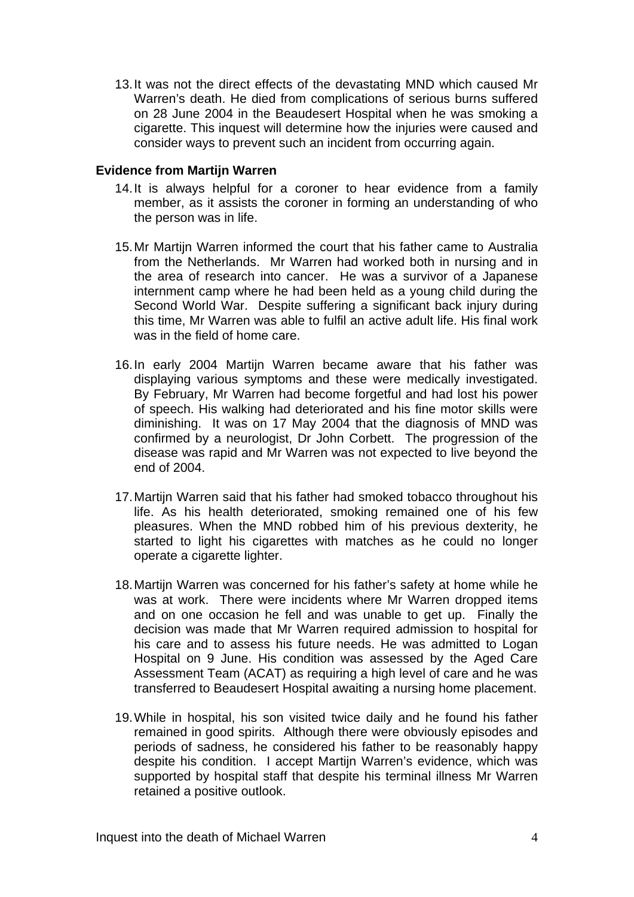13. It was not the direct effects of the devastating MND which caused Mr Warren's death. He died from complications of serious burns suffered on 28 June 2004 in the Beaudesert Hospital when he was smoking a cigarette. This inquest will determine how the injuries were caused and consider ways to prevent such an incident from occurring again.

**Evidence from Martijn Warren**

14. It is always helpful for a coroner to hear evidence from a family member, as it assists the coroner in forming an understanding of who the person was in life.

15. Mr Martijn Warren informed the court that his father came to Australia from the Netherlands. Mr Warren had worked both in nursing and in the area of research into cancer. He was a survivor of a Japanese internment camp where he had been held as a young child during the Second World War. Despite suffering a significant back injury during this time, Mr Warren was able to fulfil an active adult life. His final work was in the field of home care.

16. In early 2004 Martijn Warren became aware that his father was displaying various symptoms and these were medically investigated. By February, Mr Warren had become forgetful and had lost his power of speech. His walking had deteriorated and his fine motor skills were diminishing. It was on 17 May 2004 that the diagnosis of MND was confirmed by a neurologist, Dr John Corbett. The progression of the disease was rapid and Mr Warren was not expected to live beyond the end of 2004.

17. Martijn Warren said that his father had smoked tobacco throughout his life. As his health deteriorated, smoking remained one of his few pleasures. When the MND robbed him of his previous dexterity, he started to light his cigarettes with matches as he could no longer operate a cigarette lighter.

18. Martijn Warren was concerned for his father's safety at home while he was at work. There were incidents where Mr Warren dropped items and on one occasion he fell and was unable to get up. Finally the decision was made that Mr Warren required admission to hospital for his care and to assess his future needs. He was admitted to Logan Hospital on 9 June. His condition was assessed by the Aged Care Assessment Team (ACAT) as requiring a high level of care and he was transferred to Beaudesert Hospital awaiting a nursing home placement.

19. While in hospital, his son visited twice daily and he found his father remained in good spirits. Although there were obviously episodes and periods of sadness, he considered his father to be reasonably happy despite his condition. I accept Martijn Warren's evidence, which was supported by hospital staff that despite his terminal illness Mr Warren retained a positive outlook.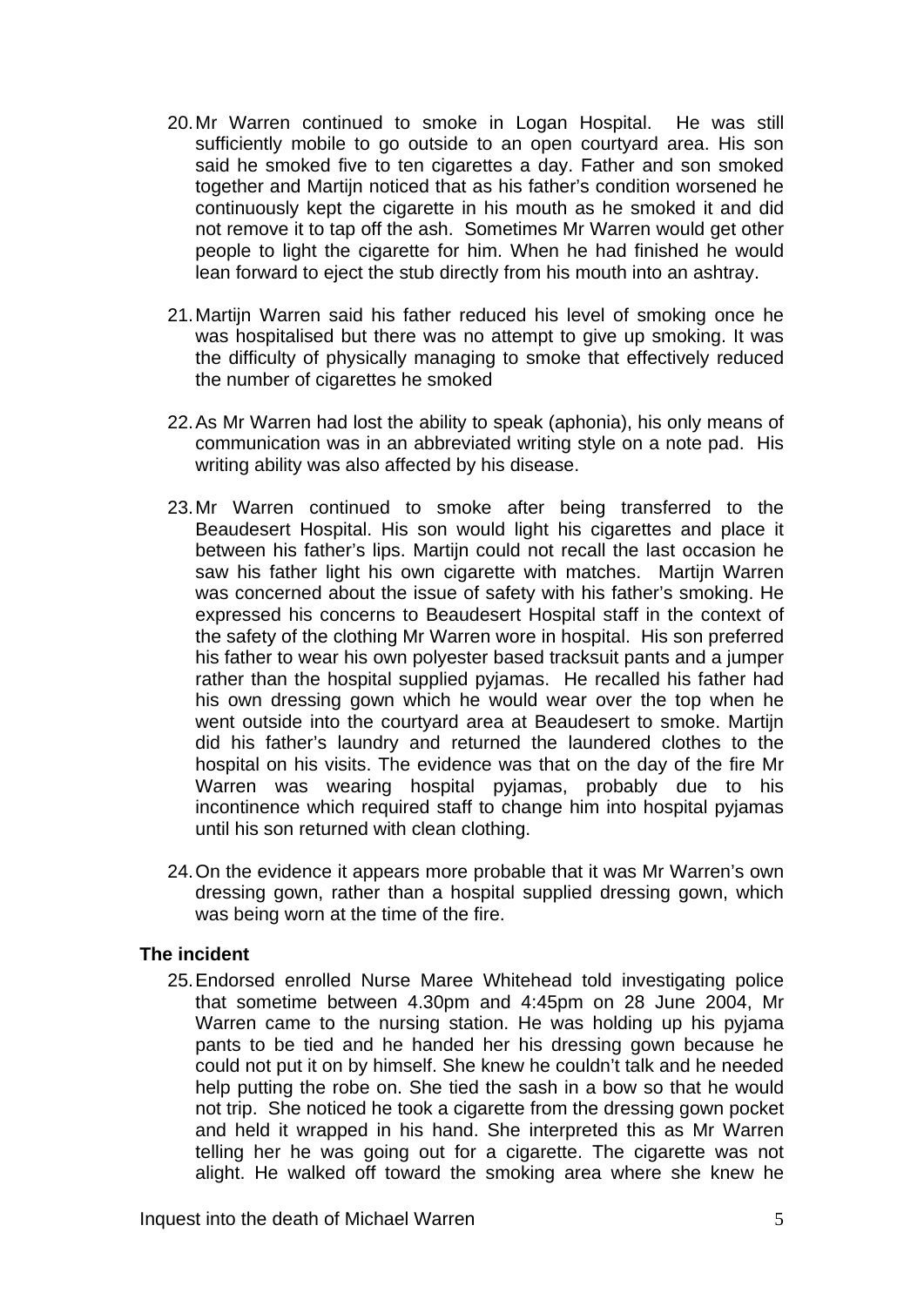20. Mr Warren continued to smoke in Logan Hospital. He was still sufficiently mobile to go outside to an open courtyard area. His son said he smoked five to ten cigarettes a day. Father and son smoked together and Martijn noticed that as his father's condition worsened he continuously kept the cigarette in his mouth as he smoked it and did not remove it to tap off the ash. Sometimes Mr Warren would get other people to light the cigarette for him. When he had finished he would lean forward to eject the stub directly from his mouth into an ashtray.

21. Martijn Warren said his father reduced his level of smoking once he was hospitalised but there was no attempt to give up smoking. It was the difficulty of physically managing to smoke that effectively reduced the number of cigarettes he smoked

22. As Mr Warren had lost the ability to speak (aphonia), his only means of communication was in an abbreviated writing style on a note pad. His writing ability was also affected by his disease.

23. Mr Warren continued to smoke after being transferred to the Beaudesert Hospital. His son would light his cigarettes and place it between his father's lips. Martijn could not recall the last occasion he saw his father light his own cigarette with matches. Martijn Warren was concerned about the issue of safety with his father's smoking. He expressed his concerns to Beaudesert Hospital staff in the context of the safety of the clothing Mr Warren wore in hospital. His son preferred his father to wear his own polyester based tracksuit pants and a jumper rather than the hospital supplied pyjamas. He recalled his father had his own dressing gown which he would wear over the top when he went outside into the courtyard area at Beaudesert to smoke. Martijn did his father's laundry and returned the laundered clothes to the hospital on his visits. The evidence was that on the day of the fire Mr Warren was wearing hospital pyjamas, probably due to his incontinence which required staff to change him into hospital pyjamas until his son returned with clean clothing.

24. On the evidence it appears more probable that it was Mr Warren's own dressing gown, rather than a hospital supplied dressing gown, which was being worn at the time of the fire.

**The incident**

25. Endorsed enrolled Nurse Maree Whitehead told investigating police that sometime between 4.30pm and 4:45pm on 28 June 2004, Mr Warren came to the nursing station. He was holding up his pyjama pants to be tied and he handed her his dressing gown because he could not put it on by himself. She knew he couldn't talk and he needed help putting the robe on. She tied the sash in a bow so that he would not trip. She noticed he took a cigarette from the dressing gown pocket and held it wrapped in his hand. She interpreted this as Mr Warren telling her he was going out for a cigarette. The cigarette was not alight. He walked off toward the smoking area where she knew he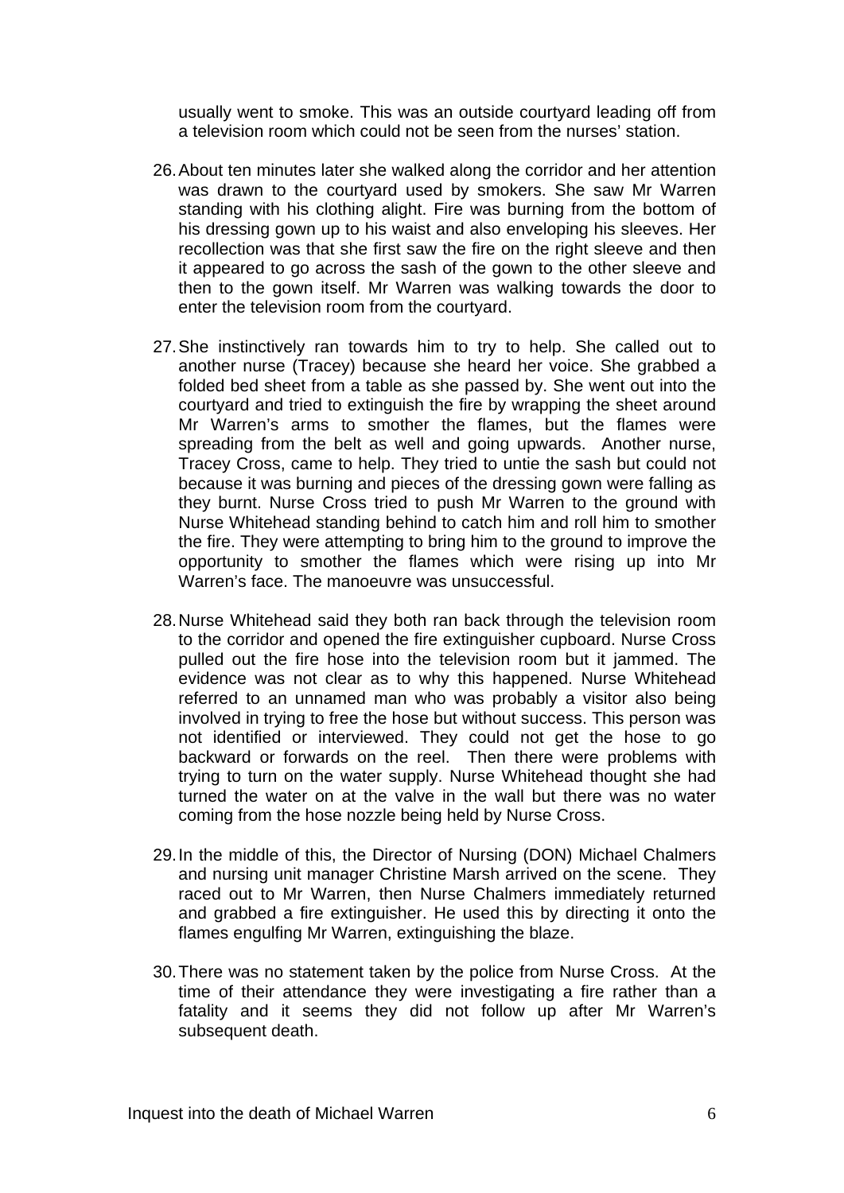usually went to smoke. This was an outside courtyard leading off from a television room which could not be seen from the nurses' station.

26. About ten minutes later she walked along the corridor and her attention was drawn to the courtyard used by smokers. She saw Mr Warren standing with his clothing alight. Fire was burning from the bottom of his dressing gown up to his waist and also enveloping his sleeves. Her recollection was that she first saw the fire on the right sleeve and then it appeared to go across the sash of the gown to the other sleeve and then to the gown itself. Mr Warren was walking towards the door to enter the television room from the courtyard.

27. She instinctively ran towards him to try to help. She called out to another nurse (Tracey) because she heard her voice. She grabbed a folded bed sheet from a table as she passed by. She went out into the courtyard and tried to extinguish the fire by wrapping the sheet around Mr Warren's arms to smother the flames, but the flames were spreading from the belt as well and going upwards. Another nurse, Tracey Cross, came to help. They tried to untie the sash but could not because it was burning and pieces of the dressing gown were falling as they burnt. Nurse Cross tried to push Mr Warren to the ground with Nurse Whitehead standing behind to catch him and roll him to smother the fire. They were attempting to bring him to the ground to improve the opportunity to smother the flames which were rising up into Mr Warren's face. The manoeuvre was unsuccessful.

28. Nurse Whitehead said they both ran back through the television room to the corridor and opened the fire extinguisher cupboard. Nurse Cross pulled out the fire hose into the television room but it jammed. The evidence was not clear as to why this happened. Nurse Whitehead referred to an unnamed man who was probably a visitor also being involved in trying to free the hose but without success. This person was not identified or interviewed. They could not get the hose to go backward or forwards on the reel. Then there were problems with trying to turn on the water supply. Nurse Whitehead thought she had turned the water on at the valve in the wall but there was no water coming from the hose nozzle being held by Nurse Cross.

29. In the middle of this, the Director of Nursing (DON) Michael Chalmers and nursing unit manager Christine Marsh arrived on the scene. They raced out to Mr Warren, then Nurse Chalmers immediately returned and grabbed a fire extinguisher. He used this by directing it onto the flames engulfing Mr Warren, extinguishing the blaze.

30. There was no statement taken by the police from Nurse Cross. At the time of their attendance they were investigating a fire rather than a fatality and it seems they did not follow up after Mr Warren's subsequent death.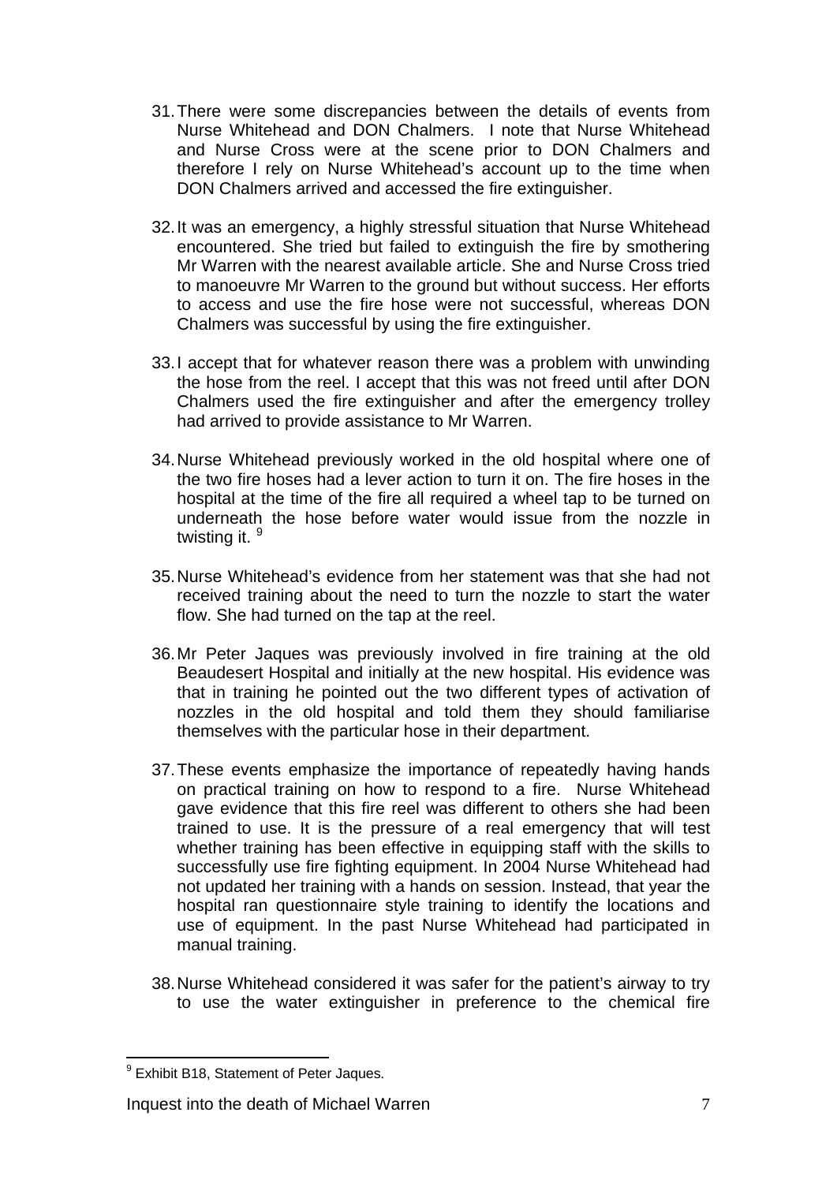31. There were some discrepancies between the details of events from Nurse Whitehead and DON Chalmers. I note that Nurse Whitehead and Nurse Cross were at the scene prior to DON Chalmers and therefore I rely on Nurse Whitehead's account up to the time when DON Chalmers arrived and accessed the fire extinguisher.

32. It was an emergency, a highly stressful situation that Nurse Whitehead encountered. She tried but failed to extinguish the fire by smothering Mr Warren with the nearest available article. She and Nurse Cross tried to manoeuvre Mr Warren to the ground but without success. Her efforts to access and use the fire hose were not successful, whereas DON Chalmers was successful by using the fire extinguisher.

33. I accept that for whatever reason there was a problem with unwinding the hose from the reel. I accept that this was not freed until after DON Chalmers used the fire extinguisher and after the emergency trolley had arrived to provide assistance to Mr Warren.

34. Nurse Whitehead previously worked in the old hospital where one of the two fire hoses had a lever action to turn it on. The fire hoses in the hospital at the time of the fire all required a wheel tap to be turned on underneath the hose before water would issue from the nozzle in twisting it. [9]

35. Nurse Whitehead's evidence from her statement was that she had not received training about the need to turn the nozzle to start the water flow. She had turned on the tap at the reel.

36. Mr Peter Jaques was previously involved in fire training at the old Beaudesert Hospital and initially at the new hospital. His evidence was that in training he pointed out the two different types of activation of nozzles in the old hospital and told them they should familiarise themselves with the particular hose in their department.

37. These events emphasize the importance of repeatedly having hands on practical training on how to respond to a fire. Nurse Whitehead gave evidence that this fire reel was different to others she had been trained to use. It is the pressure of a real emergency that will test whether training has been effective in equipping staff with the skills to successfully use fire fighting equipment. In 2004 Nurse Whitehead had not updated her training with a hands on session. Instead, that year the hospital ran questionnaire style training to identify the locations and use of equipment. In the past Nurse Whitehead had participated in manual training.

38. Nurse Whitehead considered it was safer for the patient's airway to try to use the water extinguisher in preference to the chemical fire

[9] Exhibit B18, Statement of Peter Jaques.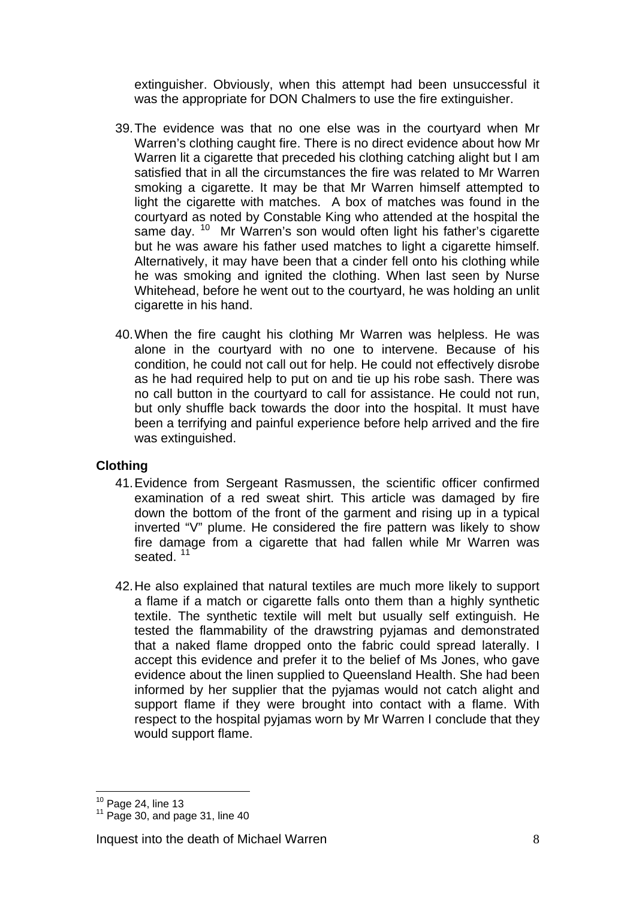extinguisher. Obviously, when this attempt had been unsuccessful it was the appropriate for DON Chalmers to use the fire extinguisher.

39. The evidence was that no one else was in the courtyard when Mr Warren's clothing caught fire. There is no direct evidence about how Mr Warren lit a cigarette that preceded his clothing catching alight but I am satisfied that in all the circumstances the fire was related to Mr Warren smoking a cigarette. It may be that Mr Warren himself attempted to light the cigarette with matches. A box of matches was found in the courtyard as noted by Constable King who attended at the hospital the same day. [10] Mr Warren's son would often light his father's cigarette but he was aware his father used matches to light a cigarette himself. Alternatively, it may have been that a cinder fell onto his clothing while he was smoking and ignited the clothing. When last seen by Nurse Whitehead, before he went out to the courtyard, he was holding an unlit cigarette in his hand.

40. When the fire caught his clothing Mr Warren was helpless. He was alone in the courtyard with no one to intervene. Because of his condition, he could not call out for help. He could not effectively disrobe as he had required help to put on and tie up his robe sash. There was no call button in the courtyard to call for assistance. He could not run, but only shuffle back towards the door into the hospital. It must have been a terrifying and painful experience before help arrived and the fire was extinguished.

### Clothing

41. Evidence from Sergeant Rasmussen, the scientific officer confirmed examination of a red sweat shirt. This article was damaged by fire down the bottom of the front of the garment and rising up in a typical inverted "V" plume. He considered the fire pattern was likely to show fire damage from a cigarette that had fallen while Mr Warren was seated. [11]

42. He also explained that natural textiles are much more likely to support a flame if a match or cigarette falls onto them than a highly synthetic textile. The synthetic textile will melt but usually self extinguish. He tested the flammability of the drawstring pyjamas and demonstrated that a naked flame dropped onto the fabric could spread laterally. I accept this evidence and prefer it to the belief of Ms Jones, who gave evidence about the linen supplied to Queensland Health. She had been informed by her supplier that the pyjamas would not catch alight and support flame if they were brought into contact with a flame. With respect to the hospital pyjamas worn by Mr Warren I conclude that they would support flame.

---

[10] Page 24, line 13

[11] Page 30, and page 31, line 40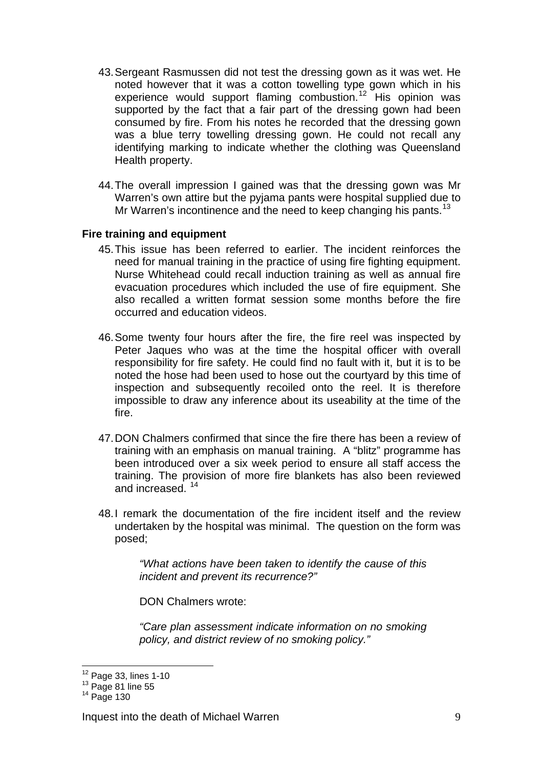43. Sergeant Rasmussen did not test the dressing gown as it was wet. He noted however that it was a cotton towelling type gown which in his experience would support flaming combustion.[12] His opinion was supported by the fact that a fair part of the dressing gown had been consumed by fire. From his notes he recorded that the dressing gown was a blue terry towelling dressing gown. He could not recall any identifying marking to indicate whether the clothing was Queensland Health property.

44. The overall impression I gained was that the dressing gown was Mr Warren's own attire but the pyjama pants were hospital supplied due to Mr Warren's incontinence and the need to keep changing his pants.[13]

**Fire training and equipment**

45. This issue has been referred to earlier. The incident reinforces the need for manual training in the practice of using fire fighting equipment. Nurse Whitehead could recall induction training as well as annual fire evacuation procedures which included the use of fire equipment. She also recalled a written format session some months before the fire occurred and education videos.

46. Some twenty four hours after the fire, the fire reel was inspected by Peter Jaques who was at the time the hospital officer with overall responsibility for fire safety. He could find no fault with it, but it is to be noted the hose had been used to hose out the courtyard by this time of inspection and subsequently recoiled onto the reel. It is therefore impossible to draw any inference about its useability at the time of the fire.

47. DON Chalmers confirmed that since the fire there has been a review of training with an emphasis on manual training. A "blitz" programme has been introduced over a six week period to ensure all staff access the training. The provision of more fire blankets has also been reviewed and increased. [14]

48. I remark the documentation of the fire incident itself and the review undertaken by the hospital was minimal. The question on the form was posed;

    *"What actions have been taken to identify the cause of this incident and prevent its recurrence?"*

    DON Chalmers wrote:

    *"Care plan assessment indicate information on no smoking policy, and district review of no smoking policy."*

---

[12] Page 33, lines 1-10

[13] Page 81 line 55

[14] Page 130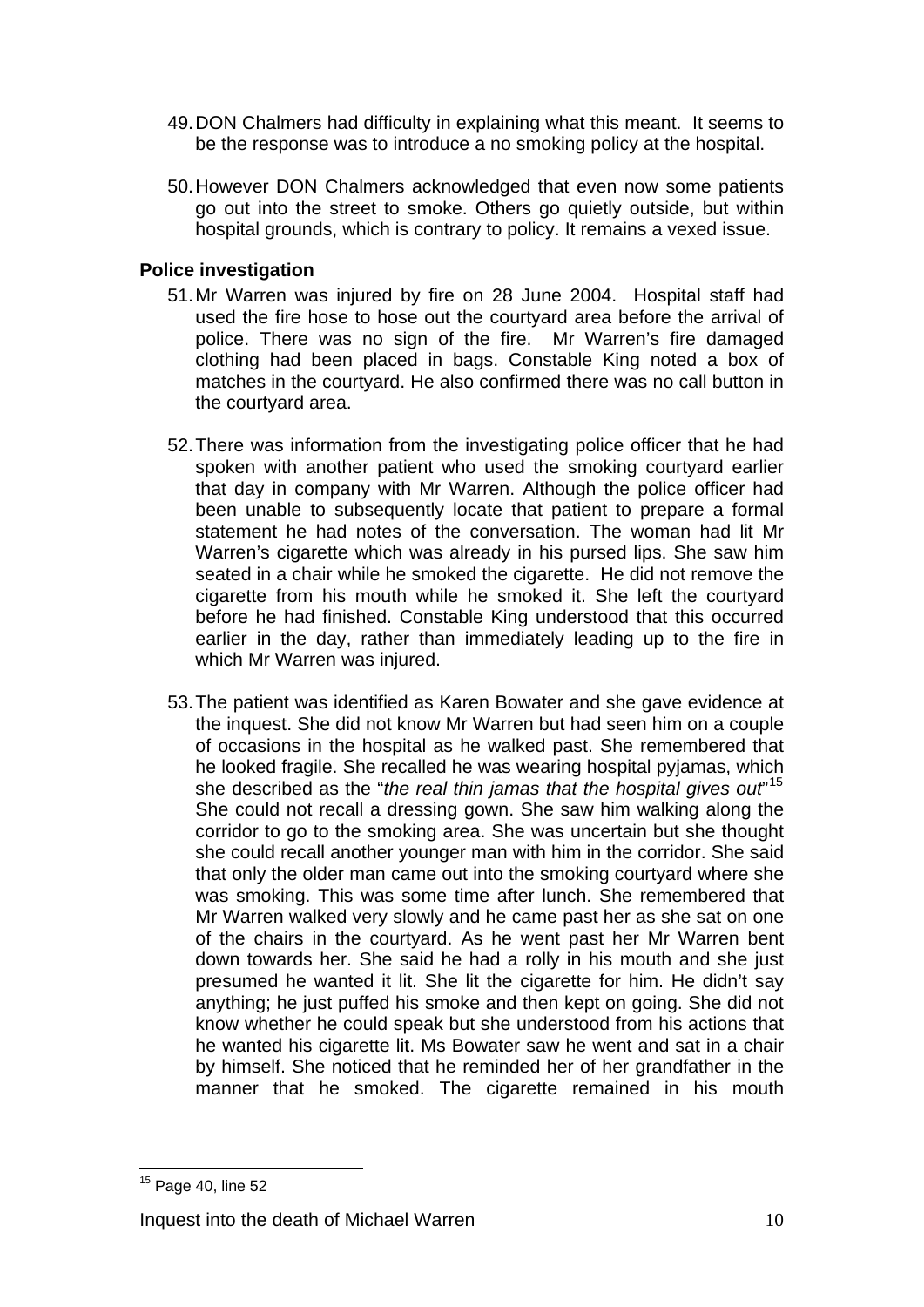49. DON Chalmers had difficulty in explaining what this meant. It seems to be the response was to introduce a no smoking policy at the hospital.

50. However DON Chalmers acknowledged that even now some patients go out into the street to smoke. Others go quietly outside, but within hospital grounds, which is contrary to policy. It remains a vexed issue.

**Police investigation**

51. Mr Warren was injured by fire on 28 June 2004. Hospital staff had used the fire hose to hose out the courtyard area before the arrival of police. There was no sign of the fire. Mr Warren's fire damaged clothing had been placed in bags. Constable King noted a box of matches in the courtyard. He also confirmed there was no call button in the courtyard area.

52. There was information from the investigating police officer that he had spoken with another patient who used the smoking courtyard earlier that day in company with Mr Warren. Although the police officer had been unable to subsequently locate that patient to prepare a formal statement he had notes of the conversation. The woman had lit Mr Warren's cigarette which was already in his pursed lips. She saw him seated in a chair while he smoked the cigarette. He did not remove the cigarette from his mouth while he smoked it. She left the courtyard before he had finished. Constable King understood that this occurred earlier in the day, rather than immediately leading up to the fire in which Mr Warren was injured.

53. The patient was identified as Karen Bowater and she gave evidence at the inquest. She did not know Mr Warren but had seen him on a couple of occasions in the hospital as he walked past. She remembered that he looked fragile. She recalled he was wearing hospital pyjamas, which she described as the "*the real thin jamas that the hospital gives out*"[15] She could not recall a dressing gown. She saw him walking along the corridor to go to the smoking area. She was uncertain but she thought she could recall another younger man with him in the corridor. She said that only the older man came out into the smoking courtyard where she was smoking. This was some time after lunch. She remembered that Mr Warren walked very slowly and he came past her as she sat on one of the chairs in the courtyard. As he went past her Mr Warren bent down towards her. She said he had a rolly in his mouth and she just presumed he wanted it lit. She lit the cigarette for him. He didn't say anything; he just puffed his smoke and then kept on going. She did not know whether he could speak but she understood from his actions that he wanted his cigarette lit. Ms Bowater saw he went and sat in a chair by himself. She noticed that he reminded her of her grandfather in the manner that he smoked. The cigarette remained in his mouth

---

[15] Page 40, line 52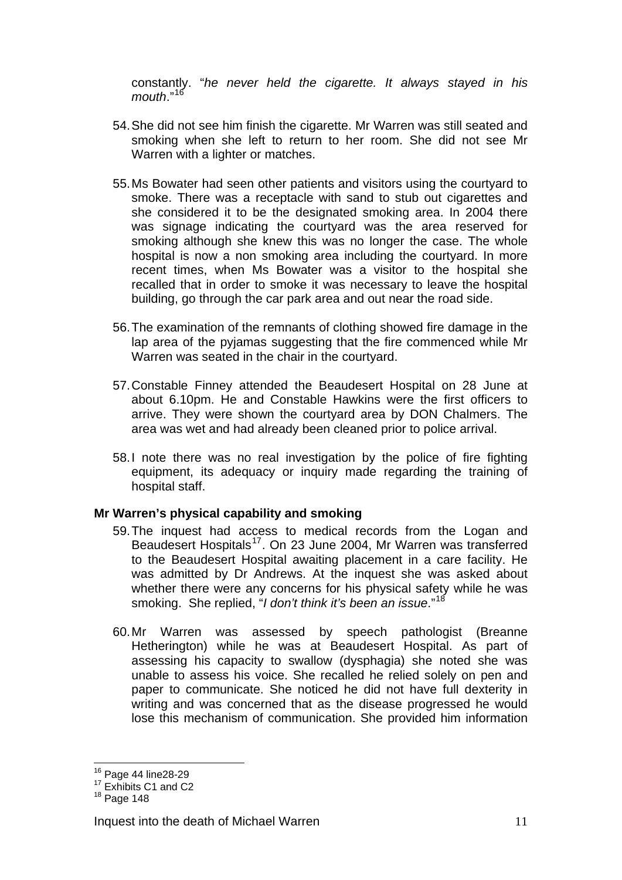constantly. "*he never held the cigarette. It always stayed in his mouth*."[16]

54. She did not see him finish the cigarette. Mr Warren was still seated and smoking when she left to return to her room. She did not see Mr Warren with a lighter or matches.

55. Ms Bowater had seen other patients and visitors using the courtyard to smoke. There was a receptacle with sand to stub out cigarettes and she considered it to be the designated smoking area. In 2004 there was signage indicating the courtyard was the area reserved for smoking although she knew this was no longer the case. The whole hospital is now a non smoking area including the courtyard. In more recent times, when Ms Bowater was a visitor to the hospital she recalled that in order to smoke it was necessary to leave the hospital building, go through the car park area and out near the road side.

56. The examination of the remnants of clothing showed fire damage in the lap area of the pyjamas suggesting that the fire commenced while Mr Warren was seated in the chair in the courtyard.

57. Constable Finney attended the Beaudesert Hospital on 28 June at about 6.10pm. He and Constable Hawkins were the first officers to arrive. They were shown the courtyard area by DON Chalmers. The area was wet and had already been cleaned prior to police arrival.

58. I note there was no real investigation by the police of fire fighting equipment, its adequacy or inquiry made regarding the training of hospital staff.

**Mr Warren's physical capability and smoking**

59. The inquest had access to medical records from the Logan and Beaudesert Hospitals[17]. On 23 June 2004, Mr Warren was transferred to the Beaudesert Hospital awaiting placement in a care facility. He was admitted by Dr Andrews. At the inquest she was asked about whether there were any concerns for his physical safety while he was smoking. She replied, "*I don't think it's been an issue*."[18]

60. Mr Warren was assessed by speech pathologist (Breanne Hetherington) while he was at Beaudesert Hospital. As part of assessing his capacity to swallow (dysphagia) she noted she was unable to assess his voice. She recalled he relied solely on pen and paper to communicate. She noticed he did not have full dexterity in writing and was concerned that as the disease progressed he would lose this mechanism of communication. She provided him information

---

[16] Page 44 line28-29
[17] Exhibits C1 and C2
[18] Page 148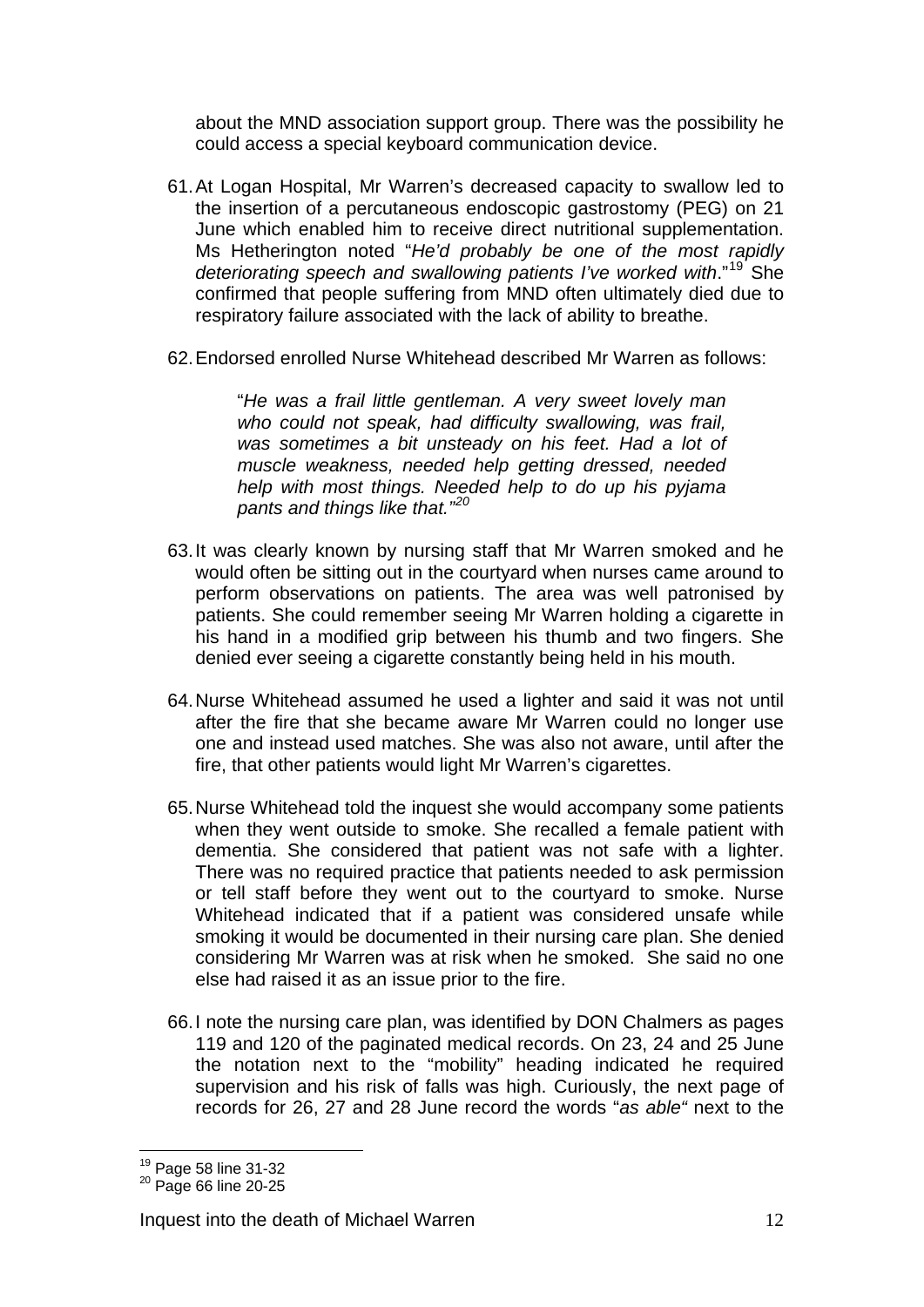about the MND association support group. There was the possibility he could access a special keyboard communication device.

61. At Logan Hospital, Mr Warren's decreased capacity to swallow led to the insertion of a percutaneous endoscopic gastrostomy (PEG) on 21 June which enabled him to receive direct nutritional supplementation. Ms Hetherington noted "*He'd probably be one of the most rapidly deteriorating speech and swallowing patients I've worked with*."[19] She confirmed that people suffering from MND often ultimately died due to respiratory failure associated with the lack of ability to breathe.

62. Endorsed enrolled Nurse Whitehead described Mr Warren as follows:

> "*He was a frail little gentleman. A very sweet lovely man who could not speak, had difficulty swallowing, was frail, was sometimes a bit unsteady on his feet. Had a lot of muscle weakness, needed help getting dressed, needed help with most things. Needed help to do up his pyjama pants and things like that.*"[20]

63. It was clearly known by nursing staff that Mr Warren smoked and he would often be sitting out in the courtyard when nurses came around to perform observations on patients. The area was well patronised by patients. She could remember seeing Mr Warren holding a cigarette in his hand in a modified grip between his thumb and two fingers. She denied ever seeing a cigarette constantly being held in his mouth.

64. Nurse Whitehead assumed he used a lighter and said it was not until after the fire that she became aware Mr Warren could no longer use one and instead used matches. She was also not aware, until after the fire, that other patients would light Mr Warren's cigarettes.

65. Nurse Whitehead told the inquest she would accompany some patients when they went outside to smoke. She recalled a female patient with dementia. She considered that patient was not safe with a lighter. There was no required practice that patients needed to ask permission or tell staff before they went out to the courtyard to smoke. Nurse Whitehead indicated that if a patient was considered unsafe while smoking it would be documented in their nursing care plan. She denied considering Mr Warren was at risk when he smoked. She said no one else had raised it as an issue prior to the fire.

66. I note the nursing care plan, was identified by DON Chalmers as pages 119 and 120 of the paginated medical records. On 23, 24 and 25 June the notation next to the "mobility" heading indicated he required supervision and his risk of falls was high. Curiously, the next page of records for 26, 27 and 28 June record the words "*as able*" next to the

---

[19] Page 58 line 31-32

[20] Page 66 line 20-25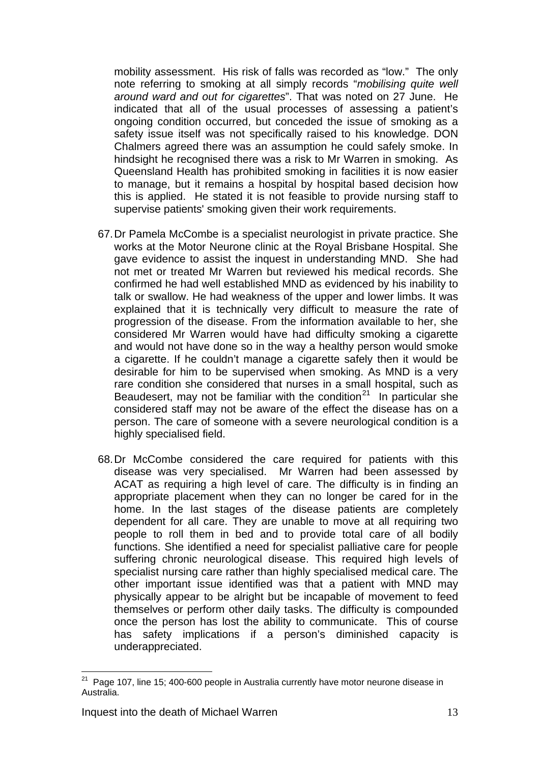mobility assessment. His risk of falls was recorded as "low." The only note referring to smoking at all simply records "*mobilising quite well around ward and out for cigarettes*". That was noted on 27 June. He indicated that all of the usual processes of assessing a patient's ongoing condition occurred, but conceded the issue of smoking as a safety issue itself was not specifically raised to his knowledge. DON Chalmers agreed there was an assumption he could safely smoke. In hindsight he recognised there was a risk to Mr Warren in smoking. As Queensland Health has prohibited smoking in facilities it is now easier to manage, but it remains a hospital by hospital based decision how this is applied. He stated it is not feasible to provide nursing staff to supervise patients' smoking given their work requirements.

67. Dr Pamela McCombe is a specialist neurologist in private practice. She works at the Motor Neurone clinic at the Royal Brisbane Hospital. She gave evidence to assist the inquest in understanding MND. She had not met or treated Mr Warren but reviewed his medical records. She confirmed he had well established MND as evidenced by his inability to talk or swallow. He had weakness of the upper and lower limbs. It was explained that it is technically very difficult to measure the rate of progression of the disease. From the information available to her, she considered Mr Warren would have had difficulty smoking a cigarette and would not have done so in the way a healthy person would smoke a cigarette. If he couldn't manage a cigarette safely then it would be desirable for him to be supervised when smoking. As MND is a very rare condition she considered that nurses in a small hospital, such as Beaudesert, may not be familiar with the condition[21] In particular she considered staff may not be aware of the effect the disease has on a person. The care of someone with a severe neurological condition is a highly specialised field.

68. Dr McCombe considered the care required for patients with this disease was very specialised. Mr Warren had been assessed by ACAT as requiring a high level of care. The difficulty is in finding an appropriate placement when they can no longer be cared for in the home. In the last stages of the disease patients are completely dependent for all care. They are unable to move at all requiring two people to roll them in bed and to provide total care of all bodily functions. She identified a need for specialist palliative care for people suffering chronic neurological disease. This required high levels of specialist nursing care rather than highly specialised medical care. The other important issue identified was that a patient with MND may physically appear to be alright but be incapable of movement to feed themselves or perform other daily tasks. The difficulty is compounded once the person has lost the ability to communicate. This of course has safety implications if a person's diminished capacity is underappreciated.

---

[21] Page 107, line 15; 400-600 people in Australia currently have motor neurone disease in Australia.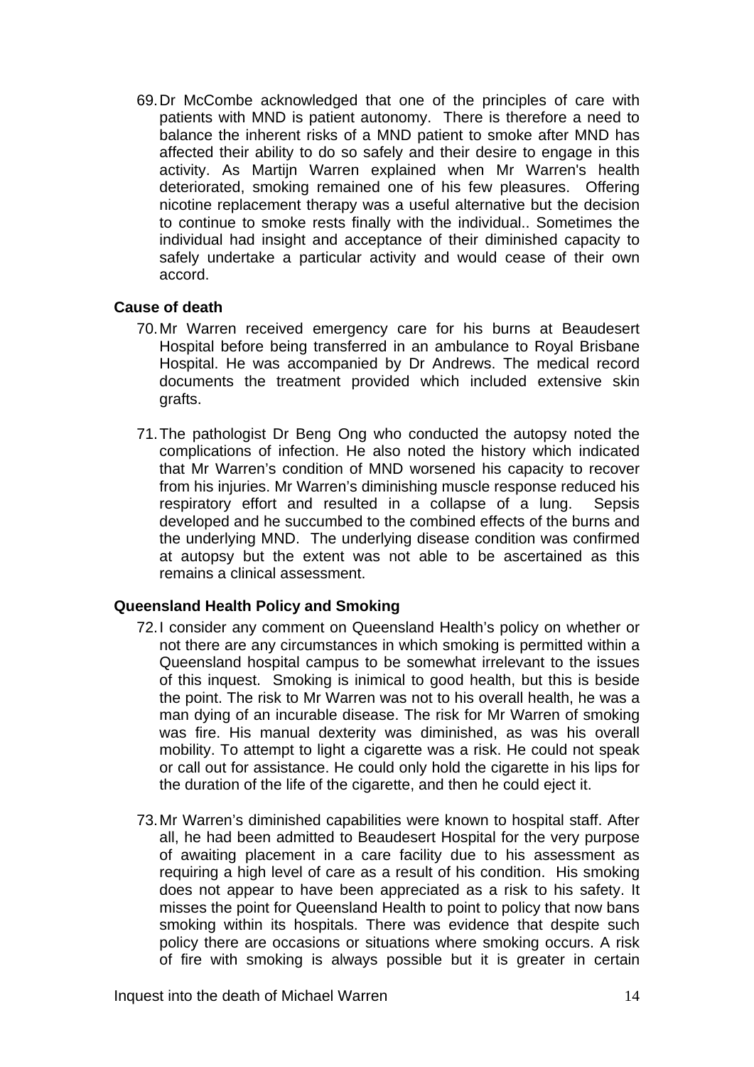69. Dr McCombe acknowledged that one of the principles of care with patients with MND is patient autonomy. There is therefore a need to balance the inherent risks of a MND patient to smoke after MND has affected their ability to do so safely and their desire to engage in this activity. As Martijn Warren explained when Mr Warren's health deteriorated, smoking remained one of his few pleasures. Offering nicotine replacement therapy was a useful alternative but the decision to continue to smoke rests finally with the individual.. Sometimes the individual had insight and acceptance of their diminished capacity to safely undertake a particular activity and would cease of their own accord.

**Cause of death**

70. Mr Warren received emergency care for his burns at Beaudesert Hospital before being transferred in an ambulance to Royal Brisbane Hospital. He was accompanied by Dr Andrews. The medical record documents the treatment provided which included extensive skin grafts.

71. The pathologist Dr Beng Ong who conducted the autopsy noted the complications of infection. He also noted the history which indicated that Mr Warren's condition of MND worsened his capacity to recover from his injuries. Mr Warren's diminishing muscle response reduced his respiratory effort and resulted in a collapse of a lung. Sepsis developed and he succumbed to the combined effects of the burns and the underlying MND. The underlying disease condition was confirmed at autopsy but the extent was not able to be ascertained as this remains a clinical assessment.

**Queensland Health Policy and Smoking**

72. I consider any comment on Queensland Health's policy on whether or not there are any circumstances in which smoking is permitted within a Queensland hospital campus to be somewhat irrelevant to the issues of this inquest. Smoking is inimical to good health, but this is beside the point. The risk to Mr Warren was not to his overall health, he was a man dying of an incurable disease. The risk for Mr Warren of smoking was fire. His manual dexterity was diminished, as was his overall mobility. To attempt to light a cigarette was a risk. He could not speak or call out for assistance. He could only hold the cigarette in his lips for the duration of the life of the cigarette, and then he could eject it.

73. Mr Warren's diminished capabilities were known to hospital staff. After all, he had been admitted to Beaudesert Hospital for the very purpose of awaiting placement in a care facility due to his assessment as requiring a high level of care as a result of his condition. His smoking does not appear to have been appreciated as a risk to his safety. It misses the point for Queensland Health to point to policy that now bans smoking within its hospitals. There was evidence that despite such policy there are occasions or situations where smoking occurs. A risk of fire with smoking is always possible but it is greater in certain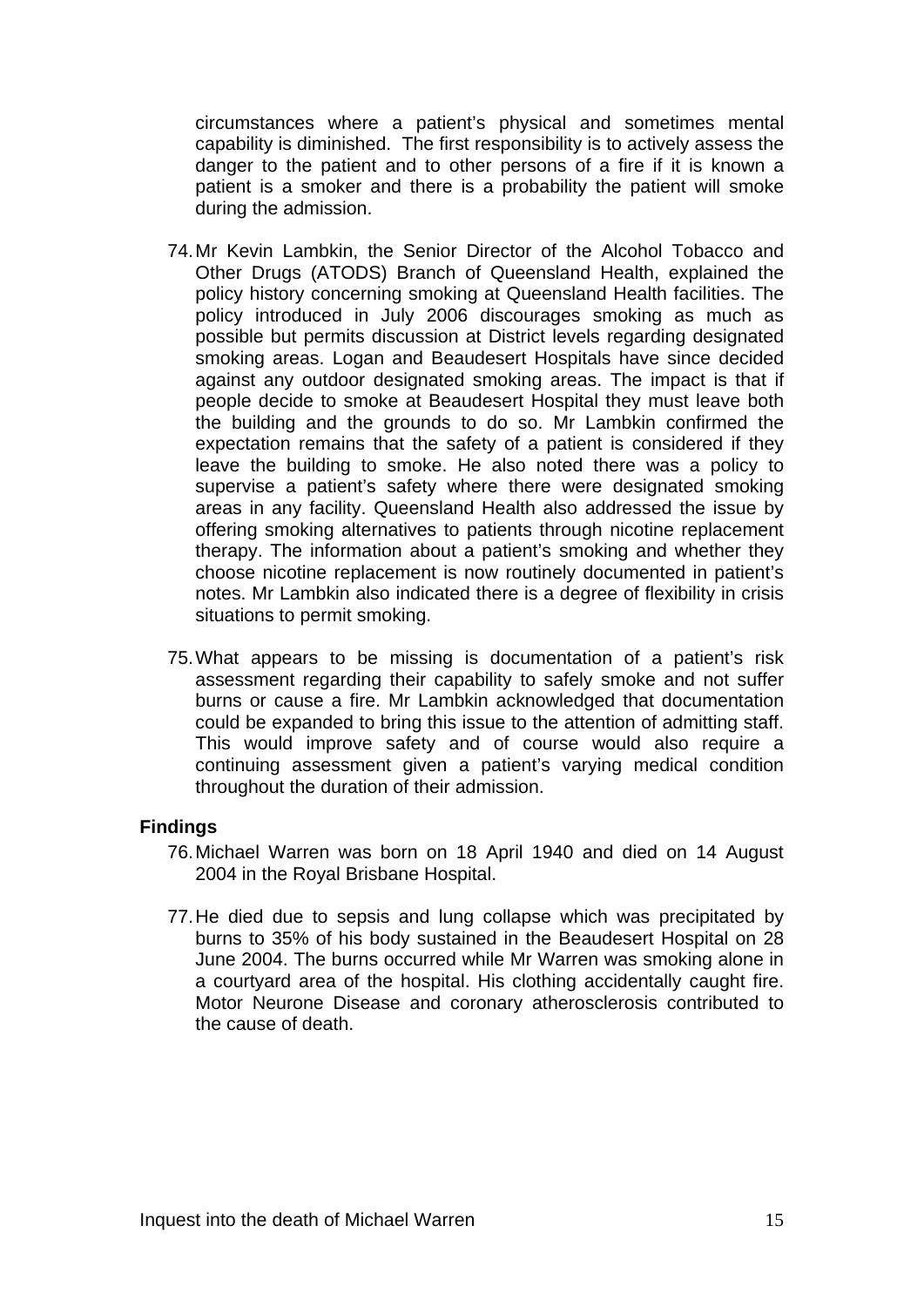circumstances where a patient's physical and sometimes mental capability is diminished. The first responsibility is to actively assess the danger to the patient and to other persons of a fire if it is known a patient is a smoker and there is a probability the patient will smoke during the admission.

74. Mr Kevin Lambkin, the Senior Director of the Alcohol Tobacco and Other Drugs (ATODS) Branch of Queensland Health, explained the policy history concerning smoking at Queensland Health facilities. The policy introduced in July 2006 discourages smoking as much as possible but permits discussion at District levels regarding designated smoking areas. Logan and Beaudesert Hospitals have since decided against any outdoor designated smoking areas. The impact is that if people decide to smoke at Beaudesert Hospital they must leave both the building and the grounds to do so. Mr Lambkin confirmed the expectation remains that the safety of a patient is considered if they leave the building to smoke. He also noted there was a policy to supervise a patient's safety where there were designated smoking areas in any facility. Queensland Health also addressed the issue by offering smoking alternatives to patients through nicotine replacement therapy. The information about a patient's smoking and whether they choose nicotine replacement is now routinely documented in patient's notes. Mr Lambkin also indicated there is a degree of flexibility in crisis situations to permit smoking.

75. What appears to be missing is documentation of a patient's risk assessment regarding their capability to safely smoke and not suffer burns or cause a fire. Mr Lambkin acknowledged that documentation could be expanded to bring this issue to the attention of admitting staff. This would improve safety and of course would also require a continuing assessment given a patient's varying medical condition throughout the duration of their admission.

## Findings

76. Michael Warren was born on 18 April 1940 and died on 14 August 2004 in the Royal Brisbane Hospital.

77. He died due to sepsis and lung collapse which was precipitated by burns to 35% of his body sustained in the Beaudesert Hospital on 28 June 2004. The burns occurred while Mr Warren was smoking alone in a courtyard area of the hospital. His clothing accidentally caught fire. Motor Neurone Disease and coronary atherosclerosis contributed to the cause of death.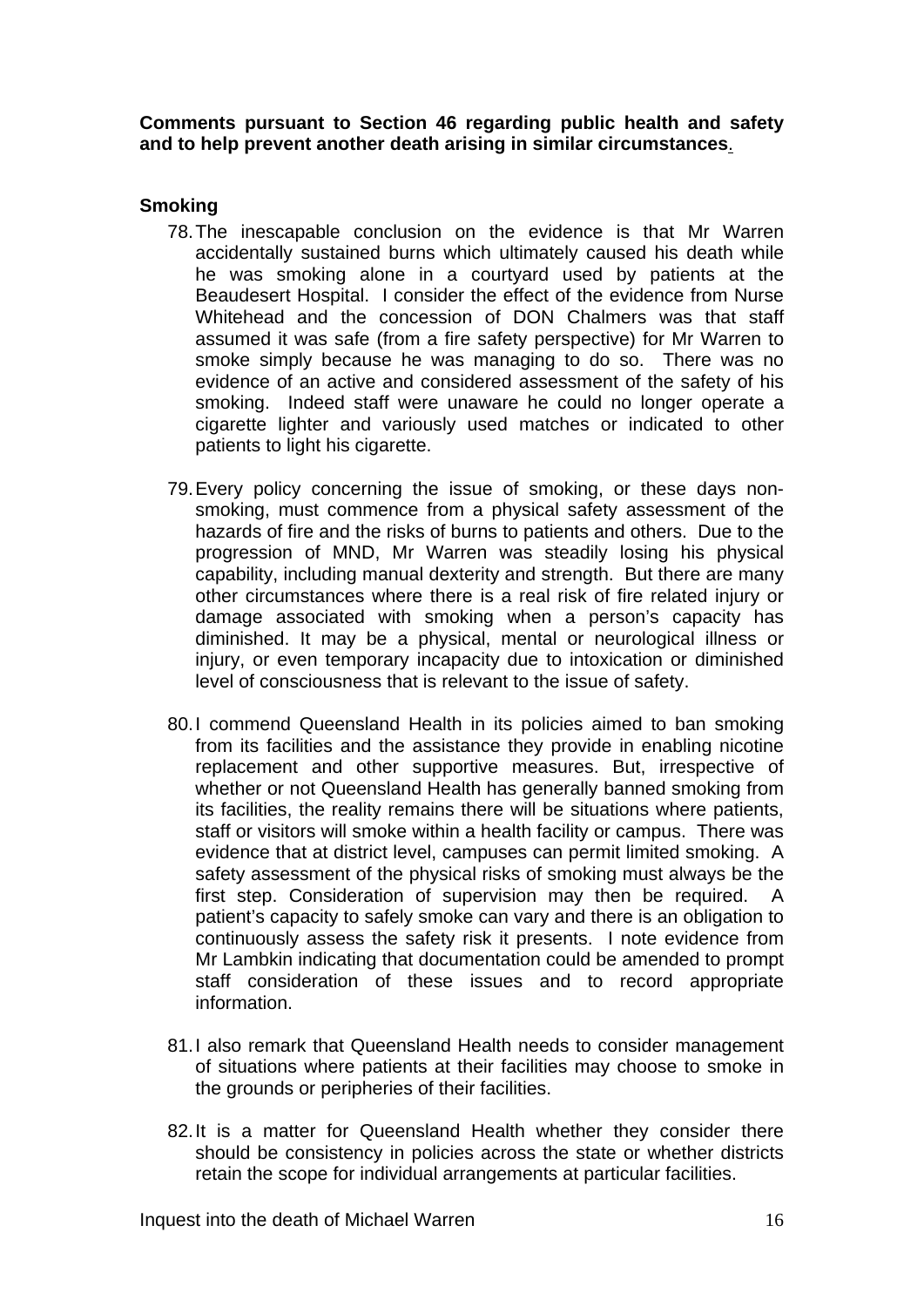**Comments pursuant to Section 46 regarding public health and safety and to help prevent another death arising in similar circumstances.**

**Smoking**

78. The inescapable conclusion on the evidence is that Mr Warren accidentally sustained burns which ultimately caused his death while he was smoking alone in a courtyard used by patients at the Beaudesert Hospital. I consider the effect of the evidence from Nurse Whitehead and the concession of DON Chalmers was that staff assumed it was safe (from a fire safety perspective) for Mr Warren to smoke simply because he was managing to do so. There was no evidence of an active and considered assessment of the safety of his smoking. Indeed staff were unaware he could no longer operate a cigarette lighter and variously used matches or indicated to other patients to light his cigarette.

79. Every policy concerning the issue of smoking, or these days non-smoking, must commence from a physical safety assessment of the hazards of fire and the risks of burns to patients and others. Due to the progression of MND, Mr Warren was steadily losing his physical capability, including manual dexterity and strength. But there are many other circumstances where there is a real risk of fire related injury or damage associated with smoking when a person's capacity has diminished. It may be a physical, mental or neurological illness or injury, or even temporary incapacity due to intoxication or diminished level of consciousness that is relevant to the issue of safety.

80. I commend Queensland Health in its policies aimed to ban smoking from its facilities and the assistance they provide in enabling nicotine replacement and other supportive measures. But, irrespective of whether or not Queensland Health has generally banned smoking from its facilities, the reality remains there will be situations where patients, staff or visitors will smoke within a health facility or campus. There was evidence that at district level, campuses can permit limited smoking. A safety assessment of the physical risks of smoking must always be the first step. Consideration of supervision may then be required. A patient's capacity to safely smoke can vary and there is an obligation to continuously assess the safety risk it presents. I note evidence from Mr Lambkin indicating that documentation could be amended to prompt staff consideration of these issues and to record appropriate information.

81. I also remark that Queensland Health needs to consider management of situations where patients at their facilities may choose to smoke in the grounds or peripheries of their facilities.

82. It is a matter for Queensland Health whether they consider there should be consistency in policies across the state or whether districts retain the scope for individual arrangements at particular facilities.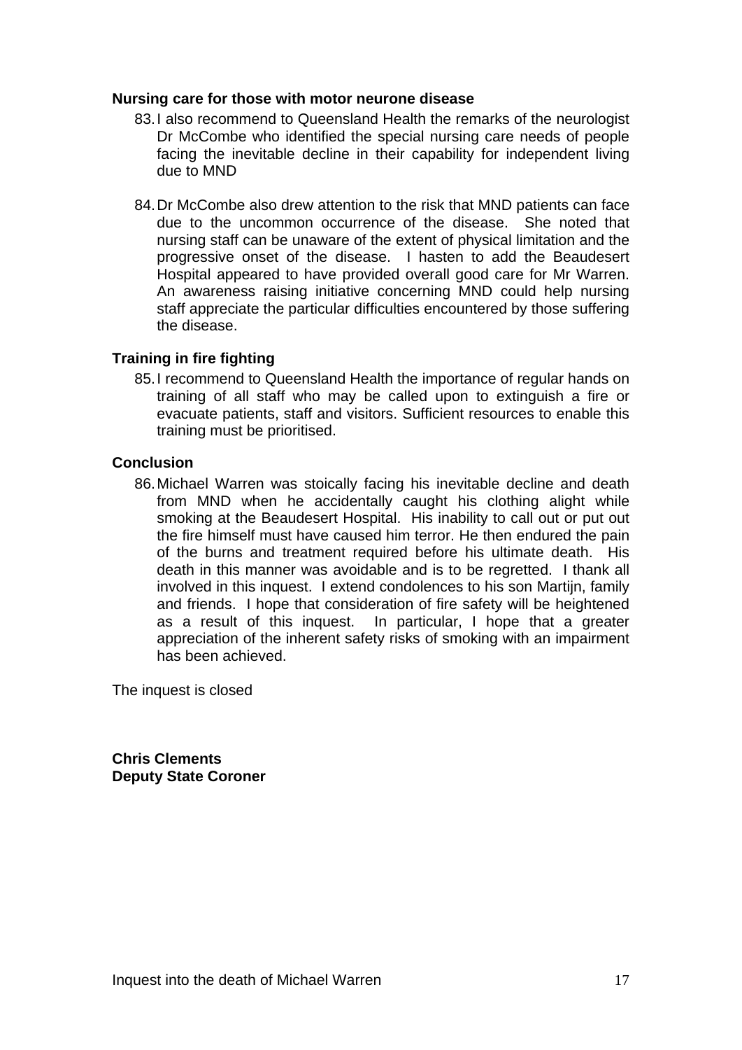**Nursing care for those with motor neurone disease**

83. I also recommend to Queensland Health the remarks of the neurologist Dr McCombe who identified the special nursing care needs of people facing the inevitable decline in their capability for independent living due to MND

84. Dr McCombe also drew attention to the risk that MND patients can face due to the uncommon occurrence of the disease. She noted that nursing staff can be unaware of the extent of physical limitation and the progressive onset of the disease. I hasten to add the Beaudesert Hospital appeared to have provided overall good care for Mr Warren. An awareness raising initiative concerning MND could help nursing staff appreciate the particular difficulties encountered by those suffering the disease.

**Training in fire fighting**

85. I recommend to Queensland Health the importance of regular hands on training of all staff who may be called upon to extinguish a fire or evacuate patients, staff and visitors. Sufficient resources to enable this training must be prioritised.

**Conclusion**

86. Michael Warren was stoically facing his inevitable decline and death from MND when he accidentally caught his clothing alight while smoking at the Beaudesert Hospital. His inability to call out or put out the fire himself must have caused him terror. He then endured the pain of the burns and treatment required before his ultimate death. His death in this manner was avoidable and is to be regretted. I thank all involved in this inquest. I extend condolences to his son Martijn, family and friends. I hope that consideration of fire safety will be heightened as a result of this inquest. In particular, I hope that a greater appreciation of the inherent safety risks of smoking with an impairment has been achieved.

The inquest is closed

**Chris Clements**
**Deputy State Coroner**